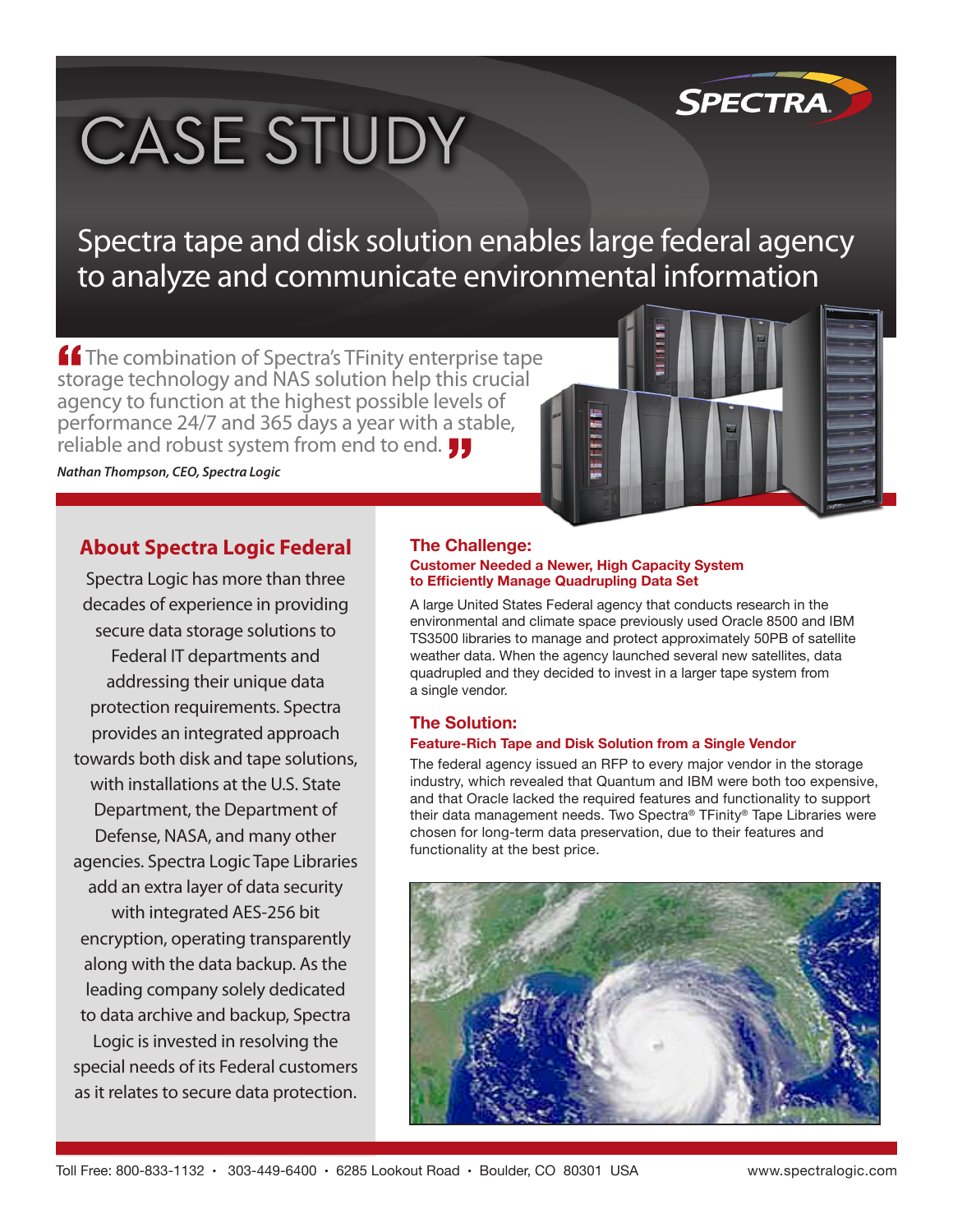# CASE STUDY

## Spectra tape and disk solution enables large federal agency to analyze and communicate environmental information

"The combination of Spectra's TFinity enterprise tape storage technology and NAS solution help this crucial agency to function at the highest possible levels of performance 24/7 and 365 days a year with a stable, reliable and robust system from end to end."

*Nathan Thompson, CEO, Spectra Logic*

## About Spectra Logic Federal

Spectra Logic has more than three decades of experience in providing secure data storage solutions to Federal IT departments and addressing their unique data protection requirements. Spectra provides an integrated approach towards both disk and tape solutions, with installations at the U.S. State Department, the Department of Defense, NASA, and many other agencies. Spectra Logic Tape Libraries add an extra layer of data security with integrated AES-256 bit encryption, operating transparently along with the data backup. As the leading company solely dedicated to data archive and backup, Spectra Logic is invested in resolving the special needs of its Federal customers as it relates to secure data protection.

## The Challenge:

### Customer Needed a Newer, High Capacity System to Efficiently Manage Quadrupling Data Set

A large United States Federal agency that conducts research in the environmental and climate space previously used Oracle 8500 and IBM TS3500 libraries to manage and protect approximately 50PB of satellite weather data. When the agency launched several new satellites, data quadrupled and they decided to invest in a larger tape system from a single vendor.

## The Solution:

### Feature-Rich Tape and Disk Solution from a Single Vendor

The federal agency issued an RFP to every major vendor in the storage industry, which revealed that Quantum and IBM were both too expensive, and that Oracle lacked the required features and functionality to support their data management needs. Two Spectra® TFinity® Tape Libraries were chosen for long-term data preservation, due to their features and functionality at the best price.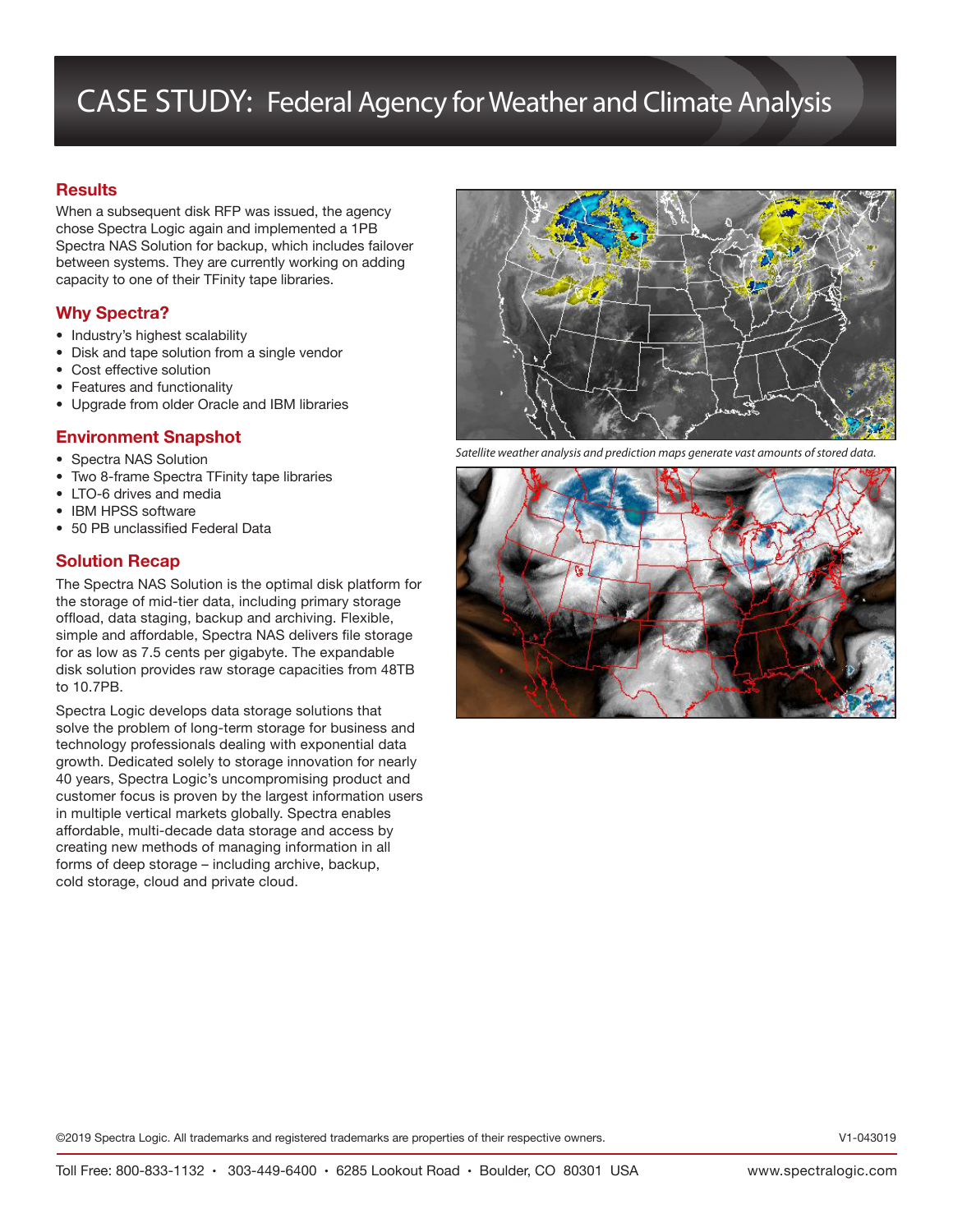# CASE STUDY: Federal Agency for Weather and Climate Analysis

## Results

When a subsequent disk RFP was issued, the agency chose Spectra Logic again and implemented a 1PB Spectra NAS Solution for backup, which includes failover between systems. They are currently working on adding capacity to one of their TFinity tape libraries.

## Why Spectra?

- Industry's highest scalability
- Disk and tape solution from a single vendor
- Cost effective solution
- Features and functionality
- Upgrade from older Oracle and IBM libraries

## Environment Snapshot

- Spectra NAS Solution
- Two 8-frame Spectra TFinity tape libraries
- LTO-6 drives and media
- IBM HPSS software
- 50 PB unclassified Federal Data

## Solution Recap

The Spectra NAS Solution is the optimal disk platform for the storage of mid-tier data, including primary storage offload, data staging, backup and archiving. Flexible, simple and affordable, Spectra NAS delivers file storage for as low as 7.5 cents per gigabyte. The expandable disk solution provides raw storage capacities from 48TB to 10.7PB.

Spectra Logic develops data storage solutions that solve the problem of long-term storage for business and technology professionals dealing with exponential data growth. Dedicated solely to storage innovation for nearly 40 years, Spectra Logic's uncompromising product and customer focus is proven by the largest information users in multiple vertical markets globally. Spectra enables affordable, multi-decade data storage and access by creating new methods of managing information in all forms of deep storage – including archive, backup, cold storage, cloud and private cloud.

*Satellite weather analysis and prediction maps generate vast amounts of stored data.*

©2019 Spectra Logic. All trademarks and registered trademarks are properties of their respective owners.

V1-043019

Toll Free: 800-833-1132 • 303-449-6400 • 6285 Lookout Road • Boulder, CO 80301 USA

www.spectralogic.com